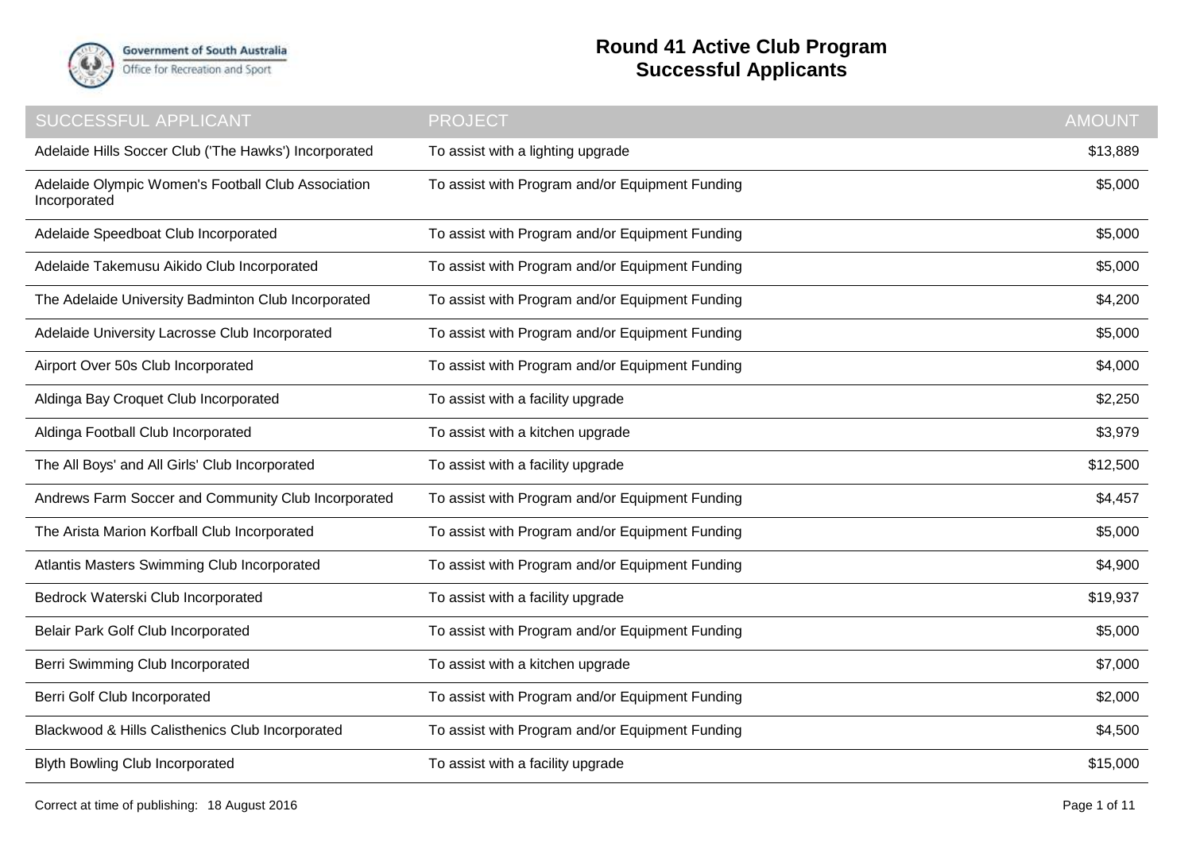# Round 41 Active Club Program
## Successful Applicants

| SUCCESSFUL APPLICANT | PROJECT | AMOUNT |
|---|---|---|
| Adelaide Hills Soccer Club ('The Hawks') Incorporated | To assist with a lighting upgrade | $13,889 |
| Adelaide Olympic Women's Football Club Association Incorporated | To assist with Program and/or Equipment Funding | $5,000 |
| Adelaide Speedboat Club Incorporated | To assist with Program and/or Equipment Funding | $5,000 |
| Adelaide Takemusu Aikido Club Incorporated | To assist with Program and/or Equipment Funding | $5,000 |
| The Adelaide University Badminton Club Incorporated | To assist with Program and/or Equipment Funding | $4,200 |
| Adelaide University Lacrosse Club Incorporated | To assist with Program and/or Equipment Funding | $5,000 |
| Airport Over 50s Club Incorporated | To assist with Program and/or Equipment Funding | $4,000 |
| Aldinga Bay Croquet Club Incorporated | To assist with a facility upgrade | $2,250 |
| Aldinga Football Club Incorporated | To assist with a kitchen upgrade | $3,979 |
| The All Boys' and All Girls' Club Incorporated | To assist with a facility upgrade | $12,500 |
| Andrews Farm Soccer and Community Club Incorporated | To assist with Program and/or Equipment Funding | $4,457 |
| The Arista Marion Korfball Club Incorporated | To assist with Program and/or Equipment Funding | $5,000 |
| Atlantis Masters Swimming Club Incorporated | To assist with Program and/or Equipment Funding | $4,900 |
| Bedrock Waterski Club Incorporated | To assist with a facility upgrade | $19,937 |
| Belair Park Golf Club Incorporated | To assist with Program and/or Equipment Funding | $5,000 |
| Berri Swimming Club Incorporated | To assist with a kitchen upgrade | $7,000 |
| Berri Golf Club Incorporated | To assist with Program and/or Equipment Funding | $2,000 |
| Blackwood & Hills Calisthenics Club Incorporated | To assist with Program and/or Equipment Funding | $4,500 |
| Blyth Bowling Club Incorporated | To assist with a facility upgrade | $15,000 |

Correct at time of publishing: 18 August 2016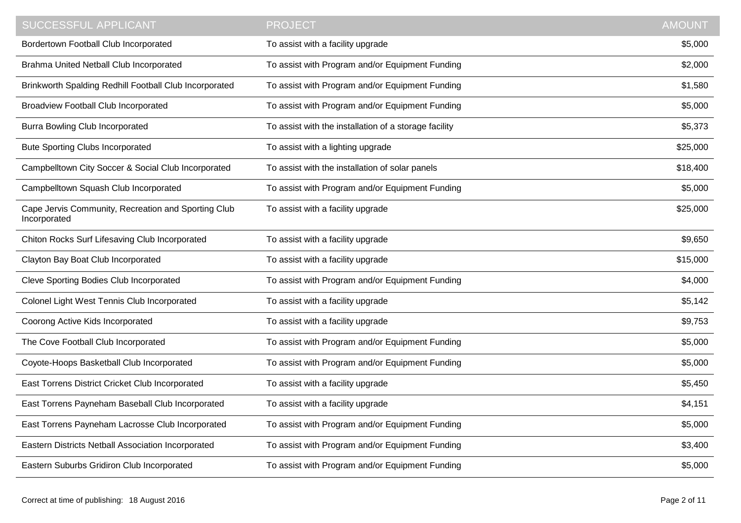| SUCCESSFUL APPLICANT | PROJECT | AMOUNT |
|---|---|---|
| Bordertown Football Club Incorporated | To assist with a facility upgrade | $5,000 |
| Brahma United Netball Club Incorporated | To assist with Program and/or Equipment Funding | $2,000 |
| Brinkworth Spalding Redhill Football Club Incorporated | To assist with Program and/or Equipment Funding | $1,580 |
| Broadview Football Club Incorporated | To assist with Program and/or Equipment Funding | $5,000 |
| Burra Bowling Club Incorporated | To assist with the installation of a storage facility | $5,373 |
| Bute Sporting Clubs Incorporated | To assist with a lighting upgrade | $25,000 |
| Campbelltown City Soccer & Social Club Incorporated | To assist with the installation of solar panels | $18,400 |
| Campbelltown Squash Club Incorporated | To assist with Program and/or Equipment Funding | $5,000 |
| Cape Jervis Community, Recreation and Sporting Club Incorporated | To assist with a facility upgrade | $25,000 |
| Chiton Rocks Surf Lifesaving Club Incorporated | To assist with a facility upgrade | $9,650 |
| Clayton Bay Boat Club Incorporated | To assist with a facility upgrade | $15,000 |
| Cleve Sporting Bodies Club Incorporated | To assist with Program and/or Equipment Funding | $4,000 |
| Colonel Light West Tennis Club Incorporated | To assist with a facility upgrade | $5,142 |
| Coorong Active Kids Incorporated | To assist with a facility upgrade | $9,753 |
| The Cove Football Club Incorporated | To assist with Program and/or Equipment Funding | $5,000 |
| Coyote-Hoops Basketball Club Incorporated | To assist with Program and/or Equipment Funding | $5,000 |
| East Torrens District Cricket Club Incorporated | To assist with a facility upgrade | $5,450 |
| East Torrens Payneham Baseball Club Incorporated | To assist with a facility upgrade | $4,151 |
| East Torrens Payneham Lacrosse Club Incorporated | To assist with Program and/or Equipment Funding | $5,000 |
| Eastern Districts Netball Association Incorporated | To assist with Program and/or Equipment Funding | $3,400 |
| Eastern Suburbs Gridiron Club Incorporated | To assist with Program and/or Equipment Funding | $5,000 |

Correct at time of publishing: 18 August 2016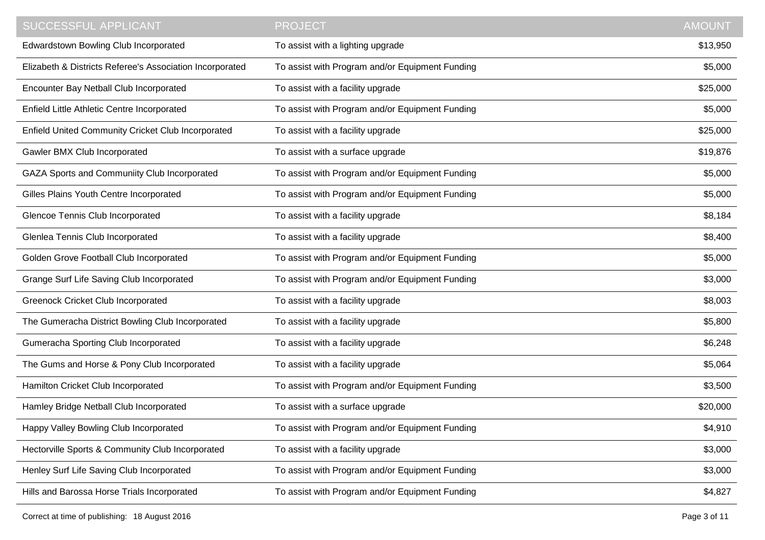| SUCCESSFUL APPLICANT | PROJECT | AMOUNT |
| --- | --- | --- |
| Edwardstown Bowling Club Incorporated | To assist with a lighting upgrade | $13,950 |
| Elizabeth & Districts Referee's Association Incorporated | To assist with Program and/or Equipment Funding | $5,000 |
| Encounter Bay Netball Club Incorporated | To assist with a facility upgrade | $25,000 |
| Enfield Little Athletic Centre Incorporated | To assist with Program and/or Equipment Funding | $5,000 |
| Enfield United Community Cricket Club Incorporated | To assist with a facility upgrade | $25,000 |
| Gawler BMX Club Incorporated | To assist with a surface upgrade | $19,876 |
| GAZA Sports and Communiity Club Incorporated | To assist with Program and/or Equipment Funding | $5,000 |
| Gilles Plains Youth Centre Incorporated | To assist with Program and/or Equipment Funding | $5,000 |
| Glencoe Tennis Club Incorporated | To assist with a facility upgrade | $8,184 |
| Glenlea Tennis Club Incorporated | To assist with a facility upgrade | $8,400 |
| Golden Grove Football Club Incorporated | To assist with Program and/or Equipment Funding | $5,000 |
| Grange Surf Life Saving Club Incorporated | To assist with Program and/or Equipment Funding | $3,000 |
| Greenock Cricket Club Incorporated | To assist with a facility upgrade | $8,003 |
| The Gumeracha District Bowling Club Incorporated | To assist with a facility upgrade | $5,800 |
| Gumeracha Sporting Club Incorporated | To assist with a facility upgrade | $6,248 |
| The Gums and Horse & Pony Club Incorporated | To assist with a facility upgrade | $5,064 |
| Hamilton Cricket Club Incorporated | To assist with Program and/or Equipment Funding | $3,500 |
| Hamley Bridge Netball Club Incorporated | To assist with a surface upgrade | $20,000 |
| Happy Valley Bowling Club Incorporated | To assist with Program and/or Equipment Funding | $4,910 |
| Hectorville Sports & Community Club Incorporated | To assist with a facility upgrade | $3,000 |
| Henley Surf Life Saving Club Incorporated | To assist with Program and/or Equipment Funding | $3,000 |
| Hills and Barossa Horse Trials Incorporated | To assist with Program and/or Equipment Funding | $4,827 |

Correct at time of publishing: 18 August 2016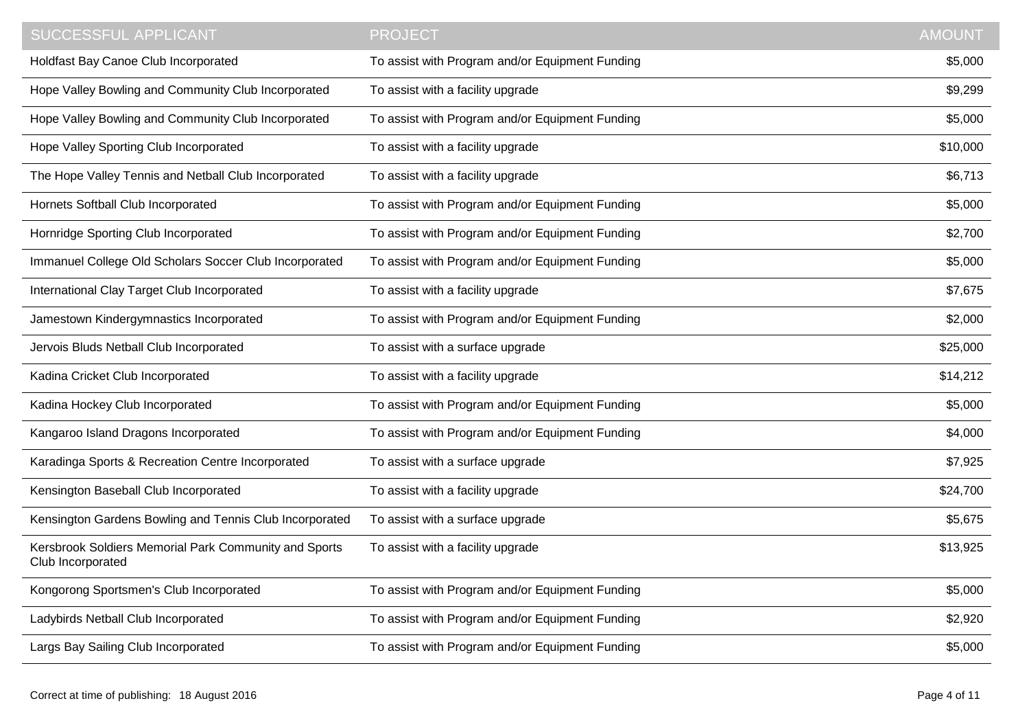| SUCCESSFUL APPLICANT | PROJECT | AMOUNT |
| --- | --- | --- |
| Holdfast Bay Canoe Club Incorporated | To assist with Program and/or Equipment Funding | $5,000 |
| Hope Valley Bowling and Community Club Incorporated | To assist with a facility upgrade | $9,299 |
| Hope Valley Bowling and Community Club Incorporated | To assist with Program and/or Equipment Funding | $5,000 |
| Hope Valley Sporting Club Incorporated | To assist with a facility upgrade | $10,000 |
| The Hope Valley Tennis and Netball Club Incorporated | To assist with a facility upgrade | $6,713 |
| Hornets Softball Club Incorporated | To assist with Program and/or Equipment Funding | $5,000 |
| Hornridge Sporting Club Incorporated | To assist with Program and/or Equipment Funding | $2,700 |
| Immanuel College Old Scholars Soccer Club Incorporated | To assist with Program and/or Equipment Funding | $5,000 |
| International Clay Target Club Incorporated | To assist with a facility upgrade | $7,675 |
| Jamestown Kindergymnastics Incorporated | To assist with Program and/or Equipment Funding | $2,000 |
| Jervois Bluds Netball Club Incorporated | To assist with a surface upgrade | $25,000 |
| Kadina Cricket Club Incorporated | To assist with a facility upgrade | $14,212 |
| Kadina Hockey Club Incorporated | To assist with Program and/or Equipment Funding | $5,000 |
| Kangaroo Island Dragons Incorporated | To assist with Program and/or Equipment Funding | $4,000 |
| Karadinga Sports & Recreation Centre Incorporated | To assist with a surface upgrade | $7,925 |
| Kensington Baseball Club Incorporated | To assist with a facility upgrade | $24,700 |
| Kensington Gardens Bowling and Tennis Club Incorporated | To assist with a surface upgrade | $5,675 |
| Kersbrook Soldiers Memorial Park Community and Sports Club Incorporated | To assist with a facility upgrade | $13,925 |
| Kongorong Sportsmen's Club Incorporated | To assist with Program and/or Equipment Funding | $5,000 |
| Ladybirds Netball Club Incorporated | To assist with Program and/or Equipment Funding | $2,920 |
| Largs Bay Sailing Club Incorporated | To assist with Program and/or Equipment Funding | $5,000 |

Correct at time of publishing: 18 August 2016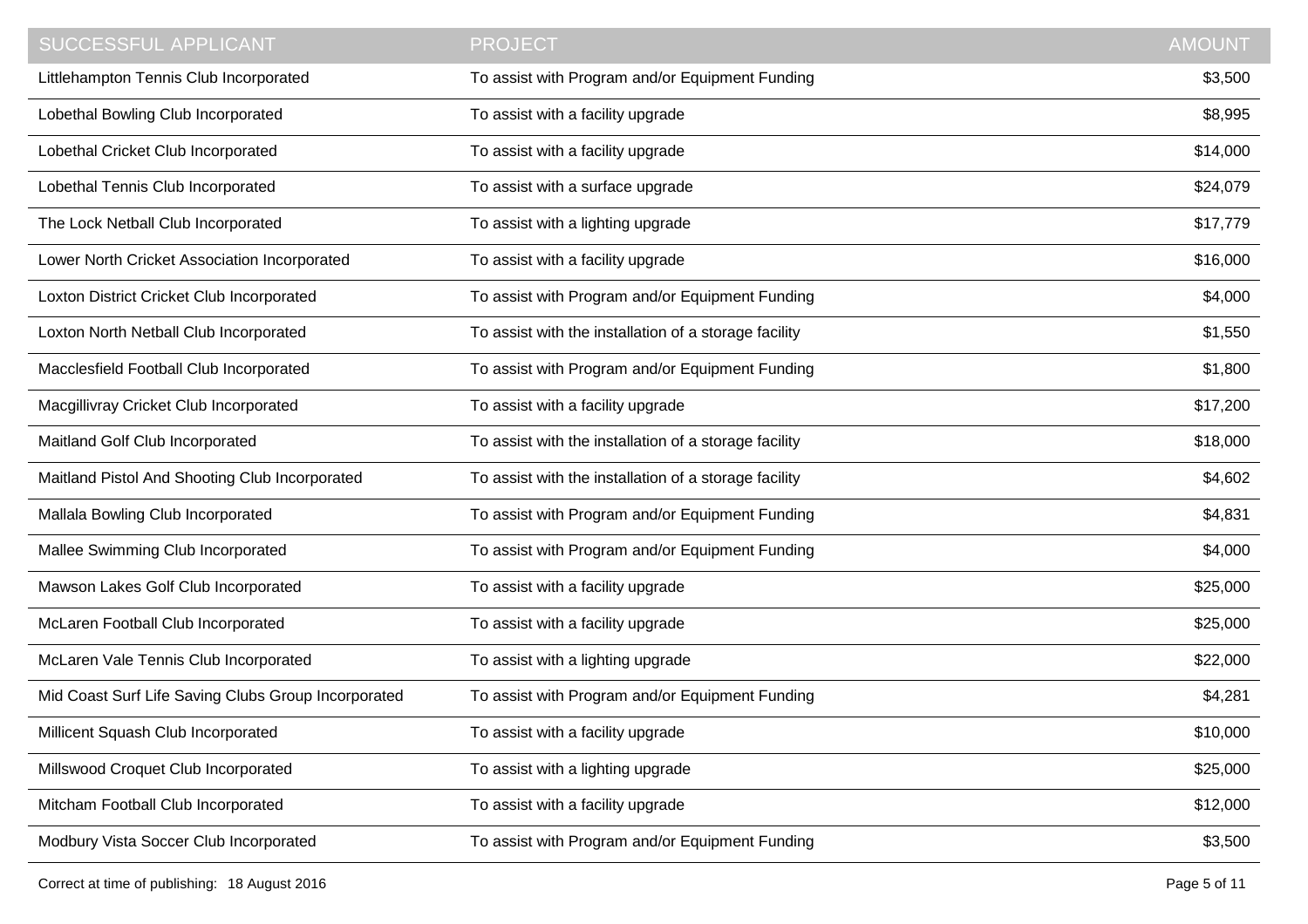| SUCCESSFUL APPLICANT | PROJECT | AMOUNT |
| --- | --- | --- |
| Littlehampton Tennis Club Incorporated | To assist with Program and/or Equipment Funding | $3,500 |
| Lobethal Bowling Club Incorporated | To assist with a facility upgrade | $8,995 |
| Lobethal Cricket Club Incorporated | To assist with a facility upgrade | $14,000 |
| Lobethal Tennis Club Incorporated | To assist with a surface upgrade | $24,079 |
| The Lock Netball Club Incorporated | To assist with a lighting upgrade | $17,779 |
| Lower North Cricket Association Incorporated | To assist with a facility upgrade | $16,000 |
| Loxton District Cricket Club Incorporated | To assist with Program and/or Equipment Funding | $4,000 |
| Loxton North Netball Club Incorporated | To assist with the installation of a storage facility | $1,550 |
| Macclesfield Football Club Incorporated | To assist with Program and/or Equipment Funding | $1,800 |
| Macgillivray Cricket Club Incorporated | To assist with a facility upgrade | $17,200 |
| Maitland Golf Club Incorporated | To assist with the installation of a storage facility | $18,000 |
| Maitland Pistol And Shooting Club Incorporated | To assist with the installation of a storage facility | $4,602 |
| Mallala Bowling Club Incorporated | To assist with Program and/or Equipment Funding | $4,831 |
| Mallee Swimming Club Incorporated | To assist with Program and/or Equipment Funding | $4,000 |
| Mawson Lakes Golf Club Incorporated | To assist with a facility upgrade | $25,000 |
| McLaren Football Club Incorporated | To assist with a facility upgrade | $25,000 |
| McLaren Vale Tennis Club Incorporated | To assist with a lighting upgrade | $22,000 |
| Mid Coast Surf Life Saving Clubs Group Incorporated | To assist with Program and/or Equipment Funding | $4,281 |
| Millicent Squash Club Incorporated | To assist with a facility upgrade | $10,000 |
| Millswood Croquet Club Incorporated | To assist with a lighting upgrade | $25,000 |
| Mitcham Football Club Incorporated | To assist with a facility upgrade | $12,000 |
| Modbury Vista Soccer Club Incorporated | To assist with Program and/or Equipment Funding | $3,500 |

Correct at time of publishing: 18 August 2016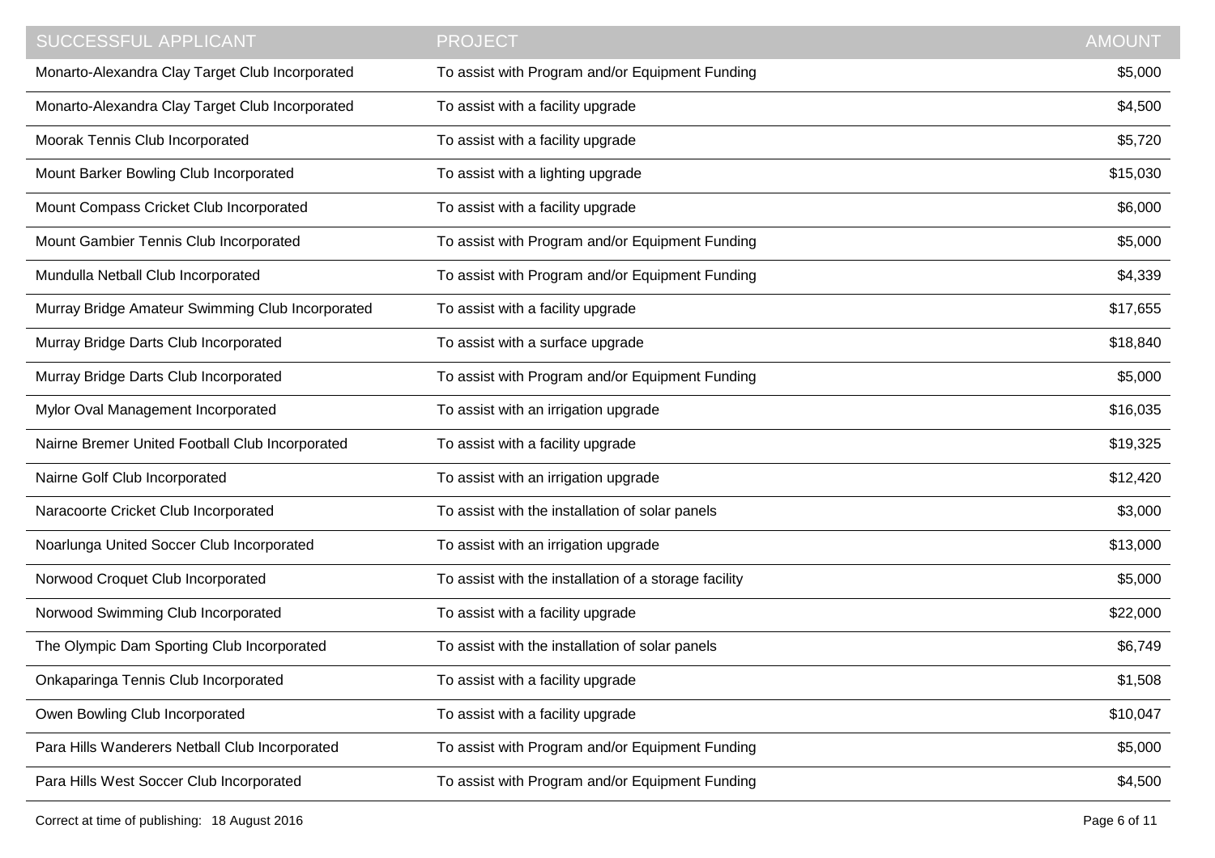| SUCCESSFUL APPLICANT | PROJECT | AMOUNT |
| --- | --- | --- |
| Monarto-Alexandra Clay Target Club Incorporated | To assist with Program and/or Equipment Funding | $5,000 |
| Monarto-Alexandra Clay Target Club Incorporated | To assist with a facility upgrade | $4,500 |
| Moorak Tennis Club Incorporated | To assist with a facility upgrade | $5,720 |
| Mount Barker Bowling Club Incorporated | To assist with a lighting upgrade | $15,030 |
| Mount Compass Cricket Club Incorporated | To assist with a facility upgrade | $6,000 |
| Mount Gambier Tennis Club Incorporated | To assist with Program and/or Equipment Funding | $5,000 |
| Mundulla Netball Club Incorporated | To assist with Program and/or Equipment Funding | $4,339 |
| Murray Bridge Amateur Swimming Club Incorporated | To assist with a facility upgrade | $17,655 |
| Murray Bridge Darts Club Incorporated | To assist with a surface upgrade | $18,840 |
| Murray Bridge Darts Club Incorporated | To assist with Program and/or Equipment Funding | $5,000 |
| Mylor Oval Management Incorporated | To assist with an irrigation upgrade | $16,035 |
| Nairne Bremer United Football Club Incorporated | To assist with a facility upgrade | $19,325 |
| Nairne Golf Club Incorporated | To assist with an irrigation upgrade | $12,420 |
| Naracoorte Cricket Club Incorporated | To assist with the installation of solar panels | $3,000 |
| Noarlunga United Soccer Club Incorporated | To assist with an irrigation upgrade | $13,000 |
| Norwood Croquet Club Incorporated | To assist with the installation of a storage facility | $5,000 |
| Norwood Swimming Club Incorporated | To assist with a facility upgrade | $22,000 |
| The Olympic Dam Sporting Club Incorporated | To assist with the installation of solar panels | $6,749 |
| Onkaparinga Tennis Club Incorporated | To assist with a facility upgrade | $1,508 |
| Owen Bowling Club Incorporated | To assist with a facility upgrade | $10,047 |
| Para Hills Wanderers Netball Club Incorporated | To assist with Program and/or Equipment Funding | $5,000 |
| Para Hills West Soccer Club Incorporated | To assist with Program and/or Equipment Funding | $4,500 |

Correct at time of publishing: 18 August 2016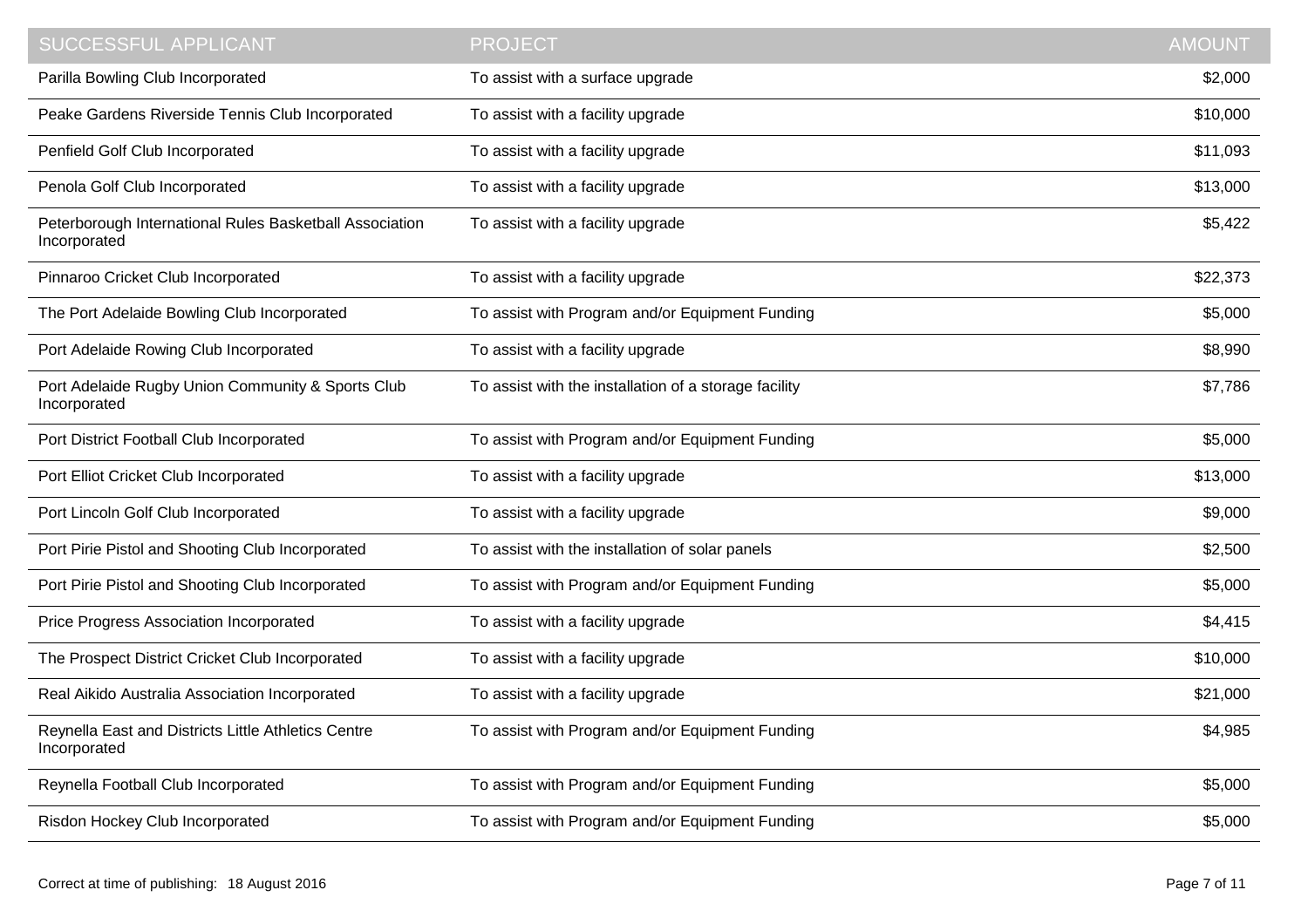| SUCCESSFUL APPLICANT | PROJECT | AMOUNT |
| --- | --- | --- |
| Parilla Bowling Club Incorporated | To assist with a surface upgrade | $2,000 |
| Peake Gardens Riverside Tennis Club Incorporated | To assist with a facility upgrade | $10,000 |
| Penfield Golf Club Incorporated | To assist with a facility upgrade | $11,093 |
| Penola Golf Club Incorporated | To assist with a facility upgrade | $13,000 |
| Peterborough International Rules Basketball Association Incorporated | To assist with a facility upgrade | $5,422 |
| Pinnaroo Cricket Club Incorporated | To assist with a facility upgrade | $22,373 |
| The Port Adelaide Bowling Club Incorporated | To assist with Program and/or Equipment Funding | $5,000 |
| Port Adelaide Rowing Club Incorporated | To assist with a facility upgrade | $8,990 |
| Port Adelaide Rugby Union Community & Sports Club Incorporated | To assist with the installation of a storage facility | $7,786 |
| Port District Football Club Incorporated | To assist with Program and/or Equipment Funding | $5,000 |
| Port Elliot Cricket Club Incorporated | To assist with a facility upgrade | $13,000 |
| Port Lincoln Golf Club Incorporated | To assist with a facility upgrade | $9,000 |
| Port Pirie Pistol and Shooting Club Incorporated | To assist with the installation of solar panels | $2,500 |
| Port Pirie Pistol and Shooting Club Incorporated | To assist with Program and/or Equipment Funding | $5,000 |
| Price Progress Association Incorporated | To assist with a facility upgrade | $4,415 |
| The Prospect District Cricket Club Incorporated | To assist with a facility upgrade | $10,000 |
| Real Aikido Australia Association Incorporated | To assist with a facility upgrade | $21,000 |
| Reynella East and Districts Little Athletics Centre Incorporated | To assist with Program and/or Equipment Funding | $4,985 |
| Reynella Football Club Incorporated | To assist with Program and/or Equipment Funding | $5,000 |
| Risdon Hockey Club Incorporated | To assist with Program and/or Equipment Funding | $5,000 |

Correct at time of publishing: 18 August 2016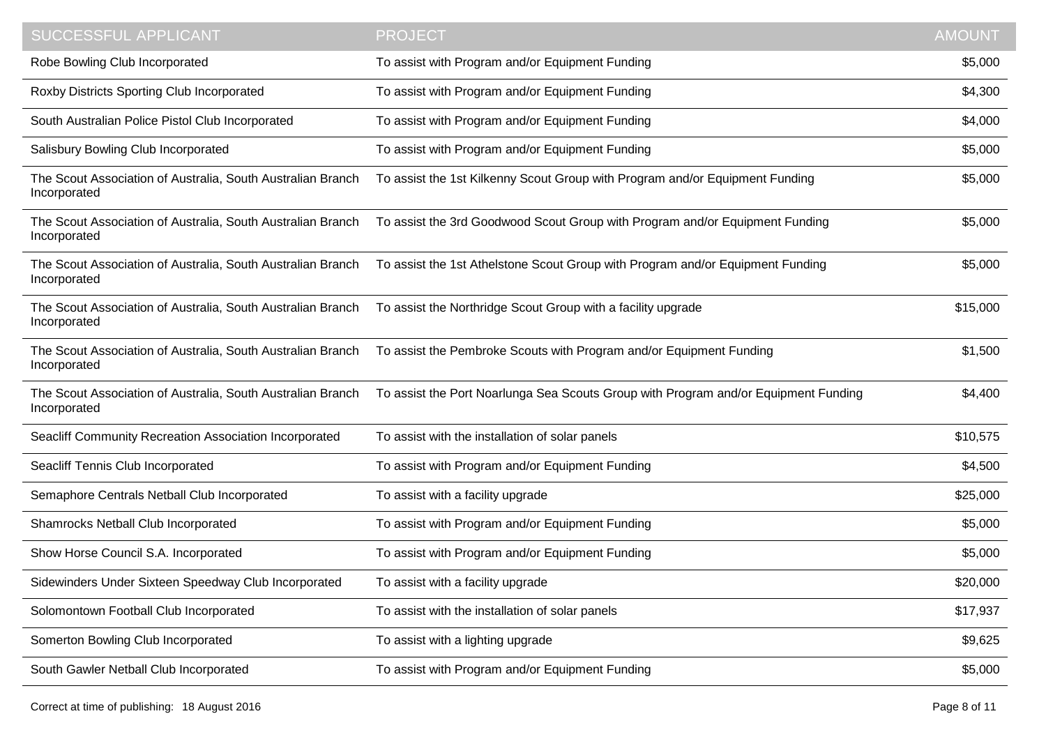| SUCCESSFUL APPLICANT | PROJECT | AMOUNT |
| --- | --- | --- |
| Robe Bowling Club Incorporated | To assist with Program and/or Equipment Funding | $5,000 |
| Roxby Districts Sporting Club Incorporated | To assist with Program and/or Equipment Funding | $4,300 |
| South Australian Police Pistol Club Incorporated | To assist with Program and/or Equipment Funding | $4,000 |
| Salisbury Bowling Club Incorporated | To assist with Program and/or Equipment Funding | $5,000 |
| The Scout Association of Australia, South Australian Branch Incorporated | To assist the 1st Kilkenny Scout Group with Program and/or Equipment Funding | $5,000 |
| The Scout Association of Australia, South Australian Branch Incorporated | To assist the 3rd Goodwood Scout Group with Program and/or Equipment Funding | $5,000 |
| The Scout Association of Australia, South Australian Branch Incorporated | To assist the 1st Athelstone Scout Group with Program and/or Equipment Funding | $5,000 |
| The Scout Association of Australia, South Australian Branch Incorporated | To assist the Northridge Scout Group with a facility upgrade | $15,000 |
| The Scout Association of Australia, South Australian Branch Incorporated | To assist the Pembroke Scouts with Program and/or Equipment Funding | $1,500 |
| The Scout Association of Australia, South Australian Branch Incorporated | To assist the Port Noarlunga Sea Scouts Group with Program and/or Equipment Funding | $4,400 |
| Seacliff Community Recreation Association Incorporated | To assist with the installation of solar panels | $10,575 |
| Seacliff Tennis Club Incorporated | To assist with Program and/or Equipment Funding | $4,500 |
| Semaphore Centrals Netball Club Incorporated | To assist with a facility upgrade | $25,000 |
| Shamrocks Netball Club Incorporated | To assist with Program and/or Equipment Funding | $5,000 |
| Show Horse Council S.A. Incorporated | To assist with Program and/or Equipment Funding | $5,000 |
| Sidewinders Under Sixteen Speedway Club Incorporated | To assist with a facility upgrade | $20,000 |
| Solomontown Football Club Incorporated | To assist with the installation of solar panels | $17,937 |
| Somerton Bowling Club Incorporated | To assist with a lighting upgrade | $9,625 |
| South Gawler Netball Club Incorporated | To assist with Program and/or Equipment Funding | $5,000 |

Correct at time of publishing: 18 August 2016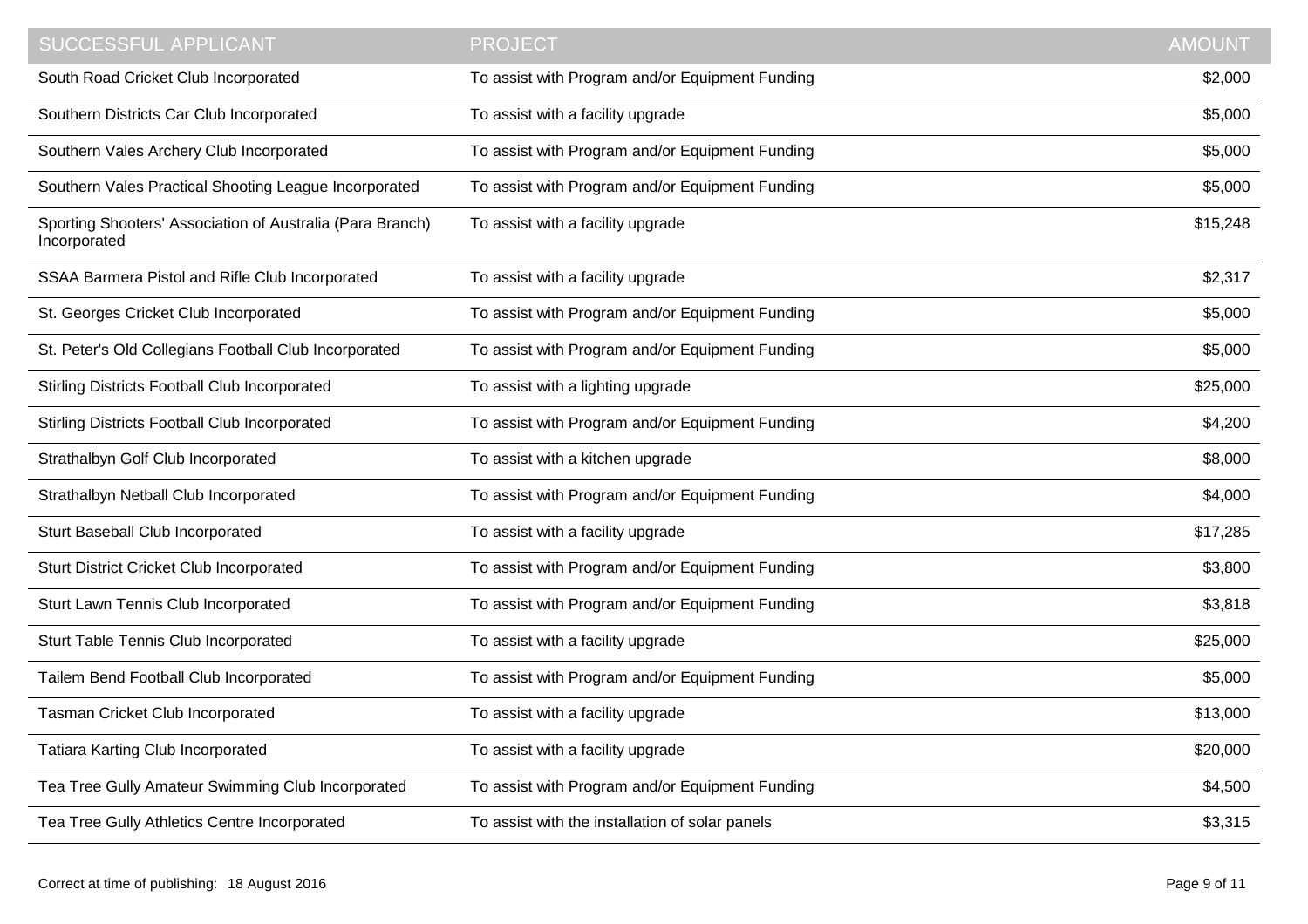| SUCCESSFUL APPLICANT | PROJECT | AMOUNT |
| --- | --- | --- |
| South Road Cricket Club Incorporated | To assist with Program and/or Equipment Funding | $2,000 |
| Southern Districts Car Club Incorporated | To assist with a facility upgrade | $5,000 |
| Southern Vales Archery Club Incorporated | To assist with Program and/or Equipment Funding | $5,000 |
| Southern Vales Practical Shooting League Incorporated | To assist with Program and/or Equipment Funding | $5,000 |
| Sporting Shooters' Association of Australia (Para Branch) Incorporated | To assist with a facility upgrade | $15,248 |
| SSAA Barmera Pistol and Rifle Club Incorporated | To assist with a facility upgrade | $2,317 |
| St. Georges Cricket Club Incorporated | To assist with Program and/or Equipment Funding | $5,000 |
| St. Peter's Old Collegians Football Club Incorporated | To assist with Program and/or Equipment Funding | $5,000 |
| Stirling Districts Football Club Incorporated | To assist with a lighting upgrade | $25,000 |
| Stirling Districts Football Club Incorporated | To assist with Program and/or Equipment Funding | $4,200 |
| Strathalbyn Golf Club Incorporated | To assist with a kitchen upgrade | $8,000 |
| Strathalbyn Netball Club Incorporated | To assist with Program and/or Equipment Funding | $4,000 |
| Sturt Baseball Club Incorporated | To assist with a facility upgrade | $17,285 |
| Sturt District Cricket Club Incorporated | To assist with Program and/or Equipment Funding | $3,800 |
| Sturt Lawn Tennis Club Incorporated | To assist with Program and/or Equipment Funding | $3,818 |
| Sturt Table Tennis Club Incorporated | To assist with a facility upgrade | $25,000 |
| Tailem Bend Football Club Incorporated | To assist with Program and/or Equipment Funding | $5,000 |
| Tasman Cricket Club Incorporated | To assist with a facility upgrade | $13,000 |
| Tatiara Karting Club Incorporated | To assist with a facility upgrade | $20,000 |
| Tea Tree Gully Amateur Swimming Club Incorporated | To assist with Program and/or Equipment Funding | $4,500 |
| Tea Tree Gully Athletics Centre Incorporated | To assist with the installation of solar panels | $3,315 |

Correct at time of publishing: 18 August 2016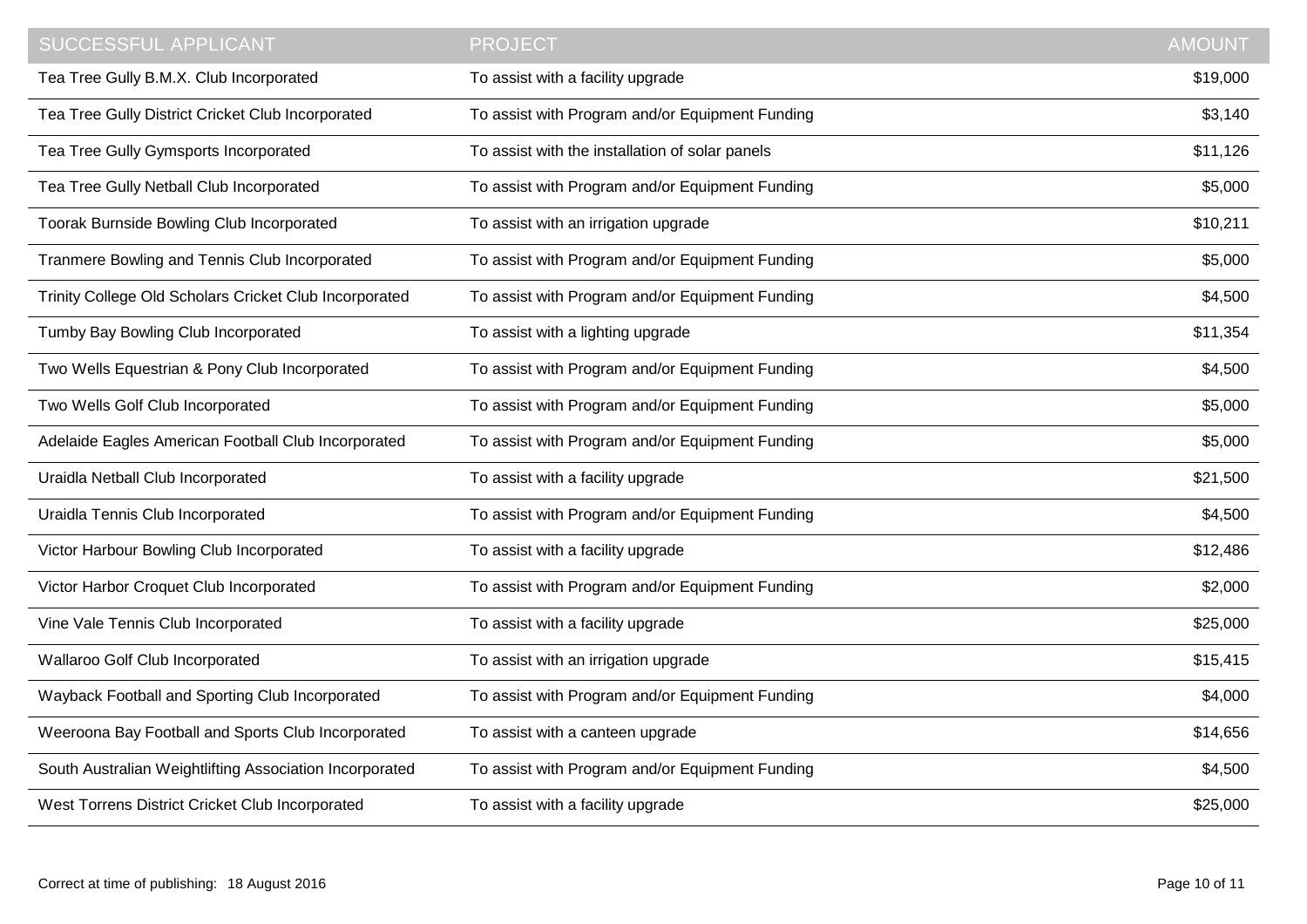| SUCCESSFUL APPLICANT | PROJECT | AMOUNT |
| --- | --- | ---: |
| Tea Tree Gully B.M.X. Club Incorporated | To assist with a facility upgrade | $19,000 |
| Tea Tree Gully District Cricket Club Incorporated | To assist with Program and/or Equipment Funding | $3,140 |
| Tea Tree Gully Gymsports Incorporated | To assist with the installation of solar panels | $11,126 |
| Tea Tree Gully Netball Club Incorporated | To assist with Program and/or Equipment Funding | $5,000 |
| Toorak Burnside Bowling Club Incorporated | To assist with an irrigation upgrade | $10,211 |
| Tranmere Bowling and Tennis Club Incorporated | To assist with Program and/or Equipment Funding | $5,000 |
| Trinity College Old Scholars Cricket Club Incorporated | To assist with Program and/or Equipment Funding | $4,500 |
| Tumby Bay Bowling Club Incorporated | To assist with a lighting upgrade | $11,354 |
| Two Wells Equestrian & Pony Club Incorporated | To assist with Program and/or Equipment Funding | $4,500 |
| Two Wells Golf Club Incorporated | To assist with Program and/or Equipment Funding | $5,000 |
| Adelaide Eagles American Football Club Incorporated | To assist with Program and/or Equipment Funding | $5,000 |
| Uraidla Netball Club Incorporated | To assist with a facility upgrade | $21,500 |
| Uraidla Tennis Club Incorporated | To assist with Program and/or Equipment Funding | $4,500 |
| Victor Harbour Bowling Club Incorporated | To assist with a facility upgrade | $12,486 |
| Victor Harbor Croquet Club Incorporated | To assist with Program and/or Equipment Funding | $2,000 |
| Vine Vale Tennis Club Incorporated | To assist with a facility upgrade | $25,000 |
| Wallaroo Golf Club Incorporated | To assist with an irrigation upgrade | $15,415 |
| Wayback Football and Sporting Club Incorporated | To assist with Program and/or Equipment Funding | $4,000 |
| Weeroona Bay Football and Sports Club Incorporated | To assist with a canteen upgrade | $14,656 |
| South Australian Weightlifting Association Incorporated | To assist with Program and/or Equipment Funding | $4,500 |
| West Torrens District Cricket Club Incorporated | To assist with a facility upgrade | $25,000 |

Correct at time of publishing: 18 August 2016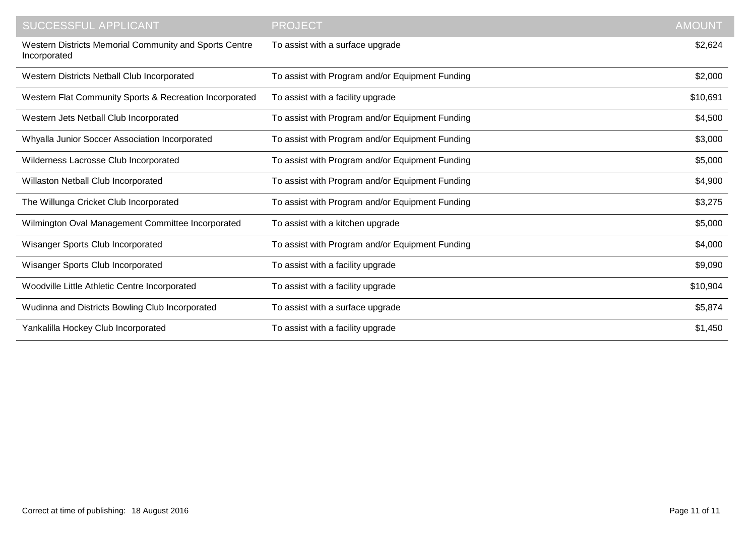| SUCCESSFUL APPLICANT | PROJECT | AMOUNT |
| --- | --- | --- |
| Western Districts Memorial Community and Sports Centre Incorporated | To assist with a surface upgrade | $2,624 |
| Western Districts Netball Club Incorporated | To assist with Program and/or Equipment Funding | $2,000 |
| Western Flat Community Sports & Recreation Incorporated | To assist with a facility upgrade | $10,691 |
| Western Jets Netball Club Incorporated | To assist with Program and/or Equipment Funding | $4,500 |
| Whyalla Junior Soccer Association Incorporated | To assist with Program and/or Equipment Funding | $3,000 |
| Wilderness Lacrosse Club Incorporated | To assist with Program and/or Equipment Funding | $5,000 |
| Willaston Netball Club Incorporated | To assist with Program and/or Equipment Funding | $4,900 |
| The Willunga Cricket Club Incorporated | To assist with Program and/or Equipment Funding | $3,275 |
| Wilmington Oval Management Committee Incorporated | To assist with a kitchen upgrade | $5,000 |
| Wisanger Sports Club Incorporated | To assist with Program and/or Equipment Funding | $4,000 |
| Wisanger Sports Club Incorporated | To assist with a facility upgrade | $9,090 |
| Woodville Little Athletic Centre Incorporated | To assist with a facility upgrade | $10,904 |
| Wudinna and Districts Bowling Club Incorporated | To assist with a surface upgrade | $5,874 |
| Yankalilla Hockey Club Incorporated | To assist with a facility upgrade | $1,450 |

Correct at time of publishing: 18 August 2016